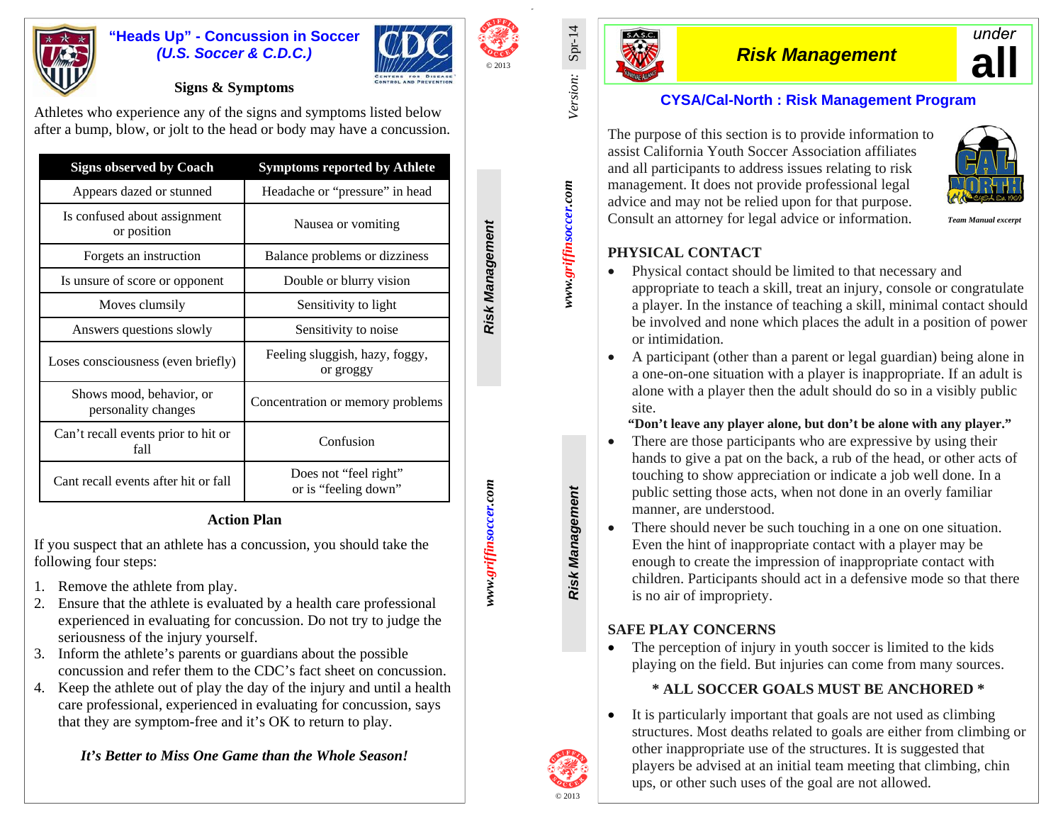## "Heads Up" - Concussion in Soccer
### *(U.S. Soccer & C.D.C.)*

### Signs & Symptoms

Athletes who experience any of the signs and symptoms listed below after a bump, blow, or jolt to the head or body may have a concussion.

| Signs observed by Coach | Symptoms reported by Athlete |
|---|---|
| Appears dazed or stunned | Headache or "pressure" in head |
| Is confused about assignment or position | Nausea or vomiting |
| Forgets an instruction | Balance problems or dizziness |
| Is unsure of score or opponent | Double or blurry vision |
| Moves clumsily | Sensitivity to light |
| Answers questions slowly | Sensitivity to noise |
| Loses consciousness (even briefly) | Feeling sluggish, hazy, foggy, or groggy |
| Shows mood, behavior, or personality changes | Concentration or memory problems |
| Can't recall events prior to hit or fall | Confusion |
| Cant recall events after hit or fall | Does not "feel right" or is "feeling down" |

### Action Plan

If you suspect that an athlete has a concussion, you should take the following four steps:

1. Remove the athlete from play.
2. Ensure that the athlete is evaluated by a health care professional experienced in evaluating for concussion. Do not try to judge the seriousness of the injury yourself.
3. Inform the athlete's parents or guardians about the possible concussion and refer them to the CDC's fact sheet on concussion.
4. Keep the athlete out of play the day of the injury and until a health care professional, experienced in evaluating for concussion, says that they are symptom-free and it's OK to return to play.

***It's Better to Miss One Game than the Whole Season!***

## *Risk Management*

under **all**

### CYSA/Cal-North : Risk Management Program

The purpose of this section is to provide information to assist California Youth Soccer Association affiliates and all participants to address issues relating to risk management. It does not provide professional legal advice and may not be relied upon for that purpose. Consult an attorney for legal advice or information.

***Team Manual excerpt***

### PHYSICAL CONTACT

- Physical contact should be limited to that necessary and appropriate to teach a skill, treat an injury, console or congratulate a player. In the instance of teaching a skill, minimal contact should be involved and none which places the adult in a position of power or intimidation.
- A participant (other than a parent or legal guardian) being alone in a one-on-one situation with a player is inappropriate. If an adult is alone with a player then the adult should do so in a visibly public site.

**"Don't leave any player alone, but don't be alone with any player."**

- There are those participants who are expressive by using their hands to give a pat on the back, a rub of the head, or other acts of touching to show appreciation or indicate a job well done. In a public setting those acts, when not done in an overly familiar manner, are understood.
- There should never be such touching in a one on one situation. Even the hint of inappropriate contact with a player may be enough to create the impression of inappropriate contact with children. Participants should act in a defensive mode so that there is no air of impropriety.

### SAFE PLAY CONCERNS

- The perception of injury in youth soccer is limited to the kids playing on the field. But injuries can come from many sources.

**\* ALL SOCCER GOALS MUST BE ANCHORED \***

- It is particularly important that goals are not used as climbing structures. Most deaths related to goals are either from climbing or other inappropriate use of the structures. It is suggested that players be advised at an initial team meeting that climbing, chin ups, or other such uses of the goal are not allowed.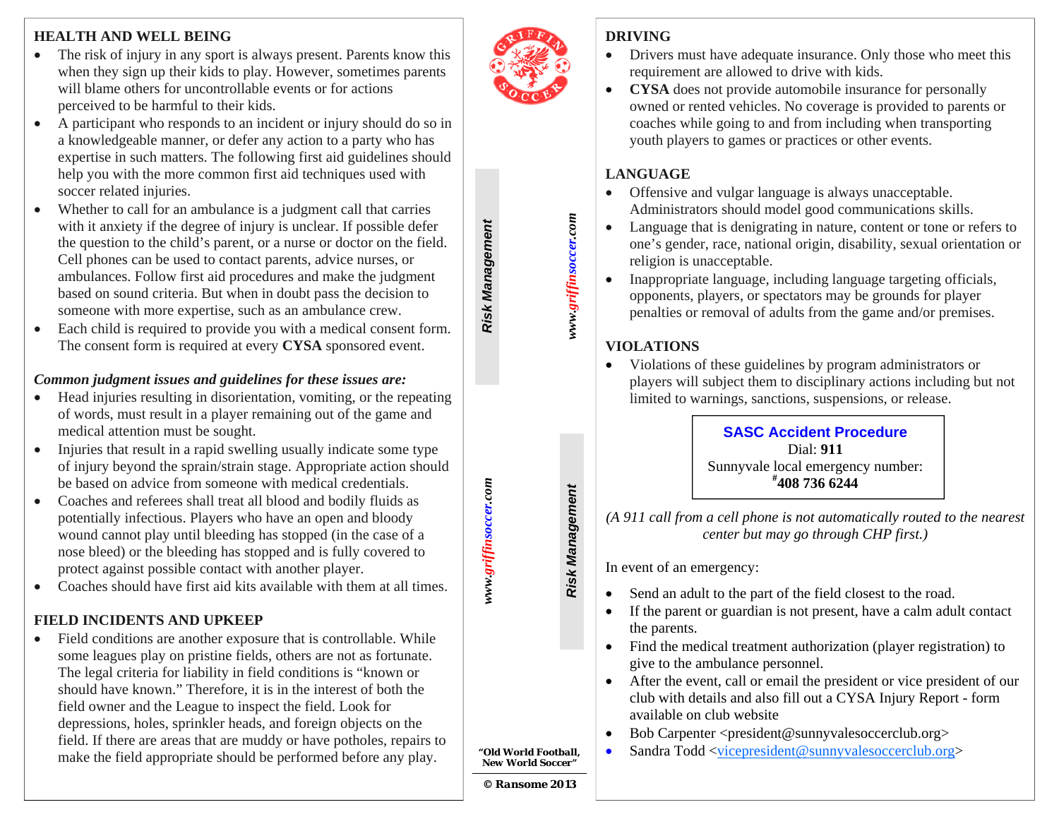## HEALTH AND WELL BEING

- The risk of injury in any sport is always present. Parents know this when they sign up their kids to play. However, sometimes parents will blame others for uncontrollable events or for actions perceived to be harmful to their kids.
- A participant who responds to an incident or injury should do so in a knowledgeable manner, or defer any action to a party who has expertise in such matters. The following first aid guidelines should help you with the more common first aid techniques used with soccer related injuries.
- Whether to call for an ambulance is a judgment call that carries with it anxiety if the degree of injury is unclear. If possible defer the question to the child's parent, or a nurse or doctor on the field. Cell phones can be used to contact parents, advice nurses, or ambulances. Follow first aid procedures and make the judgment based on sound criteria. But when in doubt pass the decision to someone with more expertise, such as an ambulance crew.
- Each child is required to provide you with a medical consent form. The consent form is required at every **CYSA** sponsored event.

***Common judgment issues and guidelines for these issues are:***

- Head injuries resulting in disorientation, vomiting, or the repeating of words, must result in a player remaining out of the game and medical attention must be sought.
- Injuries that result in a rapid swelling usually indicate some type of injury beyond the sprain/strain stage. Appropriate action should be based on advice from someone with medical credentials.
- Coaches and referees shall treat all blood and bodily fluids as potentially infectious. Players who have an open and bloody wound cannot play until bleeding has stopped (in the case of a nose bleed) or the bleeding has stopped and is fully covered to protect against possible contact with another player.
- Coaches should have first aid kits available with them at all times.

## FIELD INCIDENTS AND UPKEEP

- Field conditions are another exposure that is controllable. While some leagues play on pristine fields, others are not as fortunate. The legal criteria for liability in field conditions is "known or should have known." Therefore, it is in the interest of both the field owner and the League to inspect the field. Look for depressions, holes, sprinkler heads, and foreign objects on the field. If there are areas that are muddy or have potholes, repairs to make the field appropriate should be performed before any play.

***Risk Management***

***www.griffinsoccer.com***

**"Old World Football, New World Soccer"**

**© Ransome 2013**

## DRIVING

- Drivers must have adequate insurance. Only those who meet this requirement are allowed to drive with kids.
- **CYSA** does not provide automobile insurance for personally owned or rented vehicles. No coverage is provided to parents or coaches while going to and from including when transporting youth players to games or practices or other events.

## LANGUAGE

- Offensive and vulgar language is always unacceptable. Administrators should model good communications skills.
- Language that is denigrating in nature, content or tone or refers to one's gender, race, national origin, disability, sexual orientation or religion is unacceptable.
- Inappropriate language, including language targeting officials, opponents, players, or spectators may be grounds for player penalties or removal of adults from the game and/or premises.

## VIOLATIONS

- Violations of these guidelines by program administrators or players will subject them to disciplinary actions including but not limited to warnings, sanctions, suspensions, or release.

**SASC Accident Procedure**
Dial: **911**
Sunnyvale local emergency number:
**#408 736 6244**

*(A 911 call from a cell phone is not automatically routed to the nearest center but may go through CHP first.)*

In event of an emergency:

- Send an adult to the part of the field closest to the road.
- If the parent or guardian is not present, have a calm adult contact the parents.
- Find the medical treatment authorization (player registration) to give to the ambulance personnel.
- After the event, call or email the president or vice president of our club with details and also fill out a CYSA Injury Report - form available on club website
- Bob Carpenter <president@sunnyvalesoccerclub.org>
- Sandra Todd <vicepresident@sunnyvalesoccerclub.org>